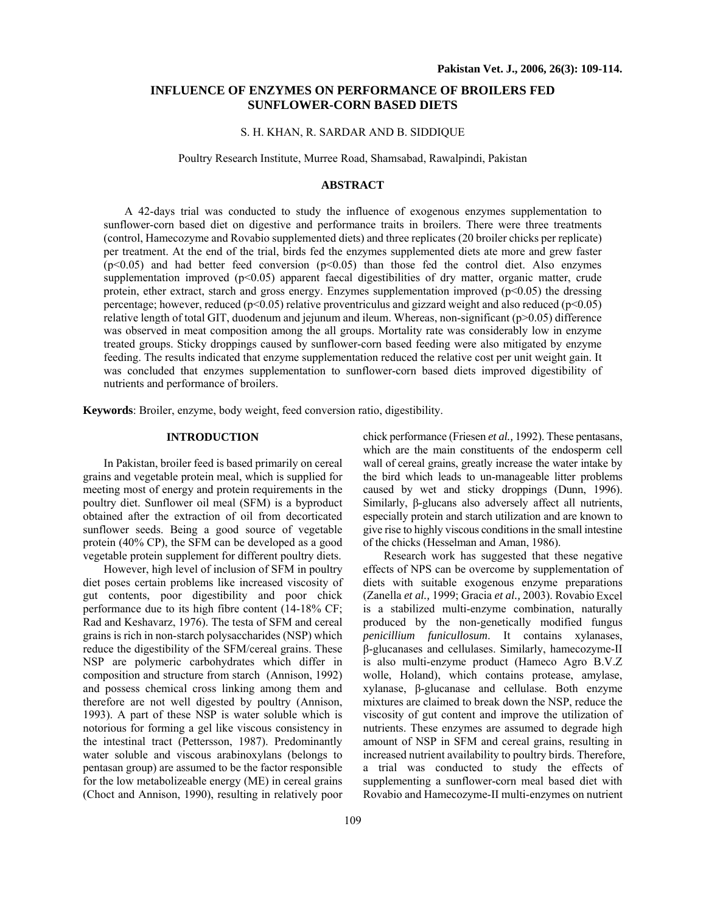# INFLUENCE OF ENZYMES ON PERFORMANCE OF BROILERS FED SUNFLOWER-CORN BASED DIETS

S. H. KHAN, R. SARDAR AND B. SIDDIQUE

Poultry Research Institute, Murree Road, Shamsabad, Rawalpindi, Pakistan

## ABSTRACT

A 42-days trial was conducted to study the influence of exogenous enzymes supplementation to sunflower-corn based diet on digestive and performance traits in broilers. There were three treatments (control, Hamecozyme and Rovabio supplemented diets) and three replicates (20 broiler chicks per replicate) per treatment. At the end of the trial, birds fed the enzymes supplemented diets ate more and grew faster ($p<0.05$) and had better feed conversion ($p<0.05$) than those fed the control diet. Also enzymes supplementation improved ($p<0.05$) apparent faecal digestibilities of dry matter, organic matter, crude protein, ether extract, starch and gross energy. Enzymes supplementation improved ($p<0.05$) the dressing percentage; however, reduced ($p<0.05$) relative proventriculus and gizzard weight and also reduced ($p<0.05$) relative length of total GIT, duodenum and jejunum and ileum. Whereas, non-significant ($p>0.05$) difference was observed in meat composition among the all groups. Mortality rate was considerably low in enzyme treated groups. Sticky droppings caused by sunflower-corn based feeding were also mitigated by enzyme feeding. The results indicated that enzyme supplementation reduced the relative cost per unit weight gain. It was concluded that enzymes supplementation to sunflower-corn based diets improved digestibility of nutrients and performance of broilers.

**Keywords**: Broiler, enzyme, body weight, feed conversion ratio, digestibility.

## INTRODUCTION

In Pakistan, broiler feed is based primarily on cereal grains and vegetable protein meal, which is supplied for meeting most of energy and protein requirements in the poultry diet. Sunflower oil meal (SFM) is a byproduct obtained after the extraction of oil from decorticated sunflower seeds. Being a good source of vegetable protein (40% CP), the SFM can be developed as a good vegetable protein supplement for different poultry diets.

However, high level of inclusion of SFM in poultry diet poses certain problems like increased viscosity of gut contents, poor digestibility and poor chick performance due to its high fibre content (14-18% CF; Rad and Keshavarz, 1976). The testa of SFM and cereal grains is rich in non-starch polysaccharides (NSP) which reduce the digestibility of the SFM/cereal grains. These NSP are polymeric carbohydrates which differ in composition and structure from starch (Annison, 1992) and possess chemical cross linking among them and therefore are not well digested by poultry (Annison, 1993). A part of these NSP is water soluble which is notorious for forming a gel like viscous consistency in the intestinal tract (Pettersson, 1987). Predominantly water soluble and viscous arabinoxylans (belongs to pentasan group) are assumed to be the factor responsible for the low metabolizeable energy (ME) in cereal grains (Choct and Annison, 1990), resulting in relatively poor chick performance (Friesen *et al.,* 1992). These pentasans, which are the main constituents of the endosperm cell wall of cereal grains, greatly increase the water intake by the bird which leads to un-manageable litter problems caused by wet and sticky droppings (Dunn, 1996). Similarly, β-glucans also adversely affect all nutrients, especially protein and starch utilization and are known to give rise to highly viscous conditions in the small intestine of the chicks (Hesselman and Aman, 1986).

Research work has suggested that these negative effects of NPS can be overcome by supplementation of diets with suitable exogenous enzyme preparations (Zanella *et al.,* 1999; Gracia *et al.,* 2003). Rovabio Excel is a stabilized multi-enzyme combination, naturally produced by the non-genetically modified fungus *penicillium funicullosum*. It contains xylanases, β-glucanases and cellulases. Similarly, hamecozyme-II is also multi-enzyme product (Hameco Agro B.V.Z wolle, Holand), which contains protease, amylase, xylanase, β-glucanase and cellulase. Both enzyme mixtures are claimed to break down the NSP, reduce the viscosity of gut content and improve the utilization of nutrients. These enzymes are assumed to degrade high amount of NSP in SFM and cereal grains, resulting in increased nutrient availability to poultry birds. Therefore, a trial was conducted to study the effects of supplementing a sunflower-corn meal based diet with Rovabio and Hamecozyme-II multi-enzymes on nutrient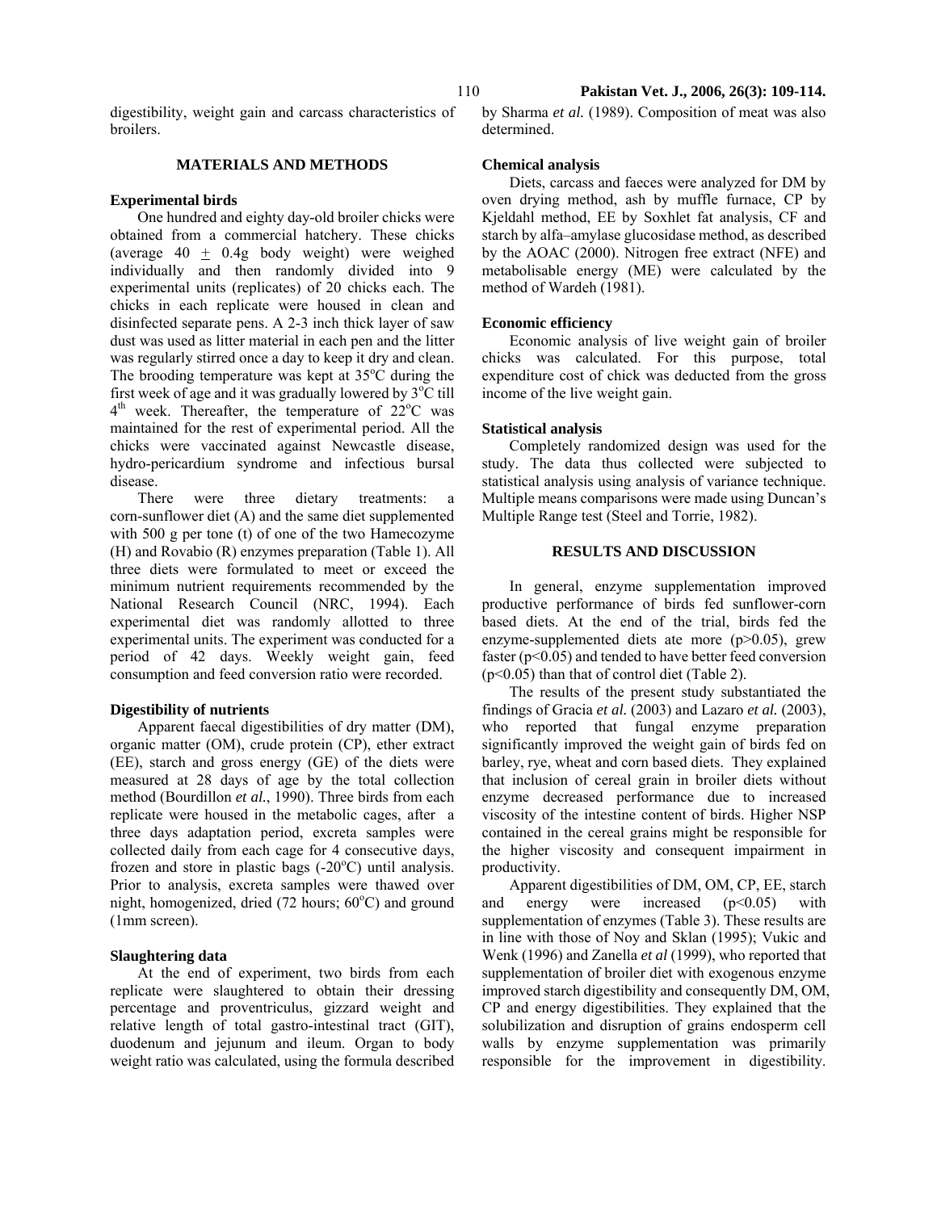digestibility, weight gain and carcass characteristics of broilers.

## MATERIALS AND METHODS

### Experimental birds

One hundred and eighty day-old broiler chicks were obtained from a commercial hatchery. These chicks (average 40 $\pm$ 0.4g body weight) were weighed individually and then randomly divided into 9 experimental units (replicates) of 20 chicks each. The chicks in each replicate were housed in clean and disinfected separate pens. A 2-3 inch thick layer of saw dust was used as litter material in each pen and the litter was regularly stirred once a day to keep it dry and clean. The brooding temperature was kept at 35°C during the first week of age and it was gradually lowered by 3°C till 4th week. Thereafter, the temperature of 22°C was maintained for the rest of experimental period. All the chicks were vaccinated against Newcastle disease, hydro-pericardium syndrome and infectious bursal disease.

There were three dietary treatments: a corn-sunflower diet (A) and the same diet supplemented with 500 g per tone (t) of one of the two Hamecozyme (H) and Rovabio (R) enzymes preparation (Table 1). All three diets were formulated to meet or exceed the minimum nutrient requirements recommended by the National Research Council (NRC, 1994). Each experimental diet was randomly allotted to three experimental units. The experiment was conducted for a period of 42 days. Weekly weight gain, feed consumption and feed conversion ratio were recorded.

### Digestibility of nutrients

Apparent faecal digestibilities of dry matter (DM), organic matter (OM), crude protein (CP), ether extract (EE), starch and gross energy (GE) of the diets were measured at 28 days of age by the total collection method (Bourdillon *et al.*, 1990). Three birds from each replicate were housed in the metabolic cages, after a three days adaptation period, excreta samples were collected daily from each cage for 4 consecutive days, frozen and store in plastic bags (-20°C) until analysis. Prior to analysis, excreta samples were thawed over night, homogenized, dried (72 hours; 60°C) and ground (1mm screen).

### Slaughtering data

At the end of experiment, two birds from each replicate were slaughtered to obtain their dressing percentage and proventriculus, gizzard weight and relative length of total gastro-intestinal tract (GIT), duodenum and jejunum and ileum. Organ to body weight ratio was calculated, using the formula described by Sharma *et al.* (1989). Composition of meat was also determined.

### Chemical analysis

Diets, carcass and faeces were analyzed for DM by oven drying method, ash by muffle furnace, CP by Kjeldahl method, EE by Soxhlet fat analysis, CF and starch by alfa–amylase glucosidase method, as described by the AOAC (2000). Nitrogen free extract (NFE) and metabolisable energy (ME) were calculated by the method of Wardeh (1981).

### Economic efficiency

Economic analysis of live weight gain of broiler chicks was calculated. For this purpose, total expenditure cost of chick was deducted from the gross income of the live weight gain.

### Statistical analysis

Completely randomized design was used for the study. The data thus collected were subjected to statistical analysis using analysis of variance technique. Multiple means comparisons were made using Duncan's Multiple Range test (Steel and Torrie, 1982).

## RESULTS AND DISCUSSION

In general, enzyme supplementation improved productive performance of birds fed sunflower-corn based diets. At the end of the trial, birds fed the enzyme-supplemented diets ate more ($p>0.05$), grew faster ($p<0.05$) and tended to have better feed conversion ($p<0.05$) than that of control diet (Table 2).

The results of the present study substantiated the findings of Gracia *et al.* (2003) and Lazaro *et al.* (2003), who reported that fungal enzyme preparation significantly improved the weight gain of birds fed on barley, rye, wheat and corn based diets. They explained that inclusion of cereal grain in broiler diets without enzyme decreased performance due to increased viscosity of the intestine content of birds. Higher NSP contained in the cereal grains might be responsible for the higher viscosity and consequent impairment in productivity.

Apparent digestibilities of DM, OM, CP, EE, starch and energy were increased ($p<0.05$) with supplementation of enzymes (Table 3). These results are in line with those of Noy and Sklan (1995); Vukic and Wenk (1996) and Zanella *et al* (1999), who reported that supplementation of broiler diet with exogenous enzyme improved starch digestibility and consequently DM, OM, CP and energy digestibilities. They explained that the solubilization and disruption of grains endosperm cell walls by enzyme supplementation was primarily responsible for the improvement in digestibility.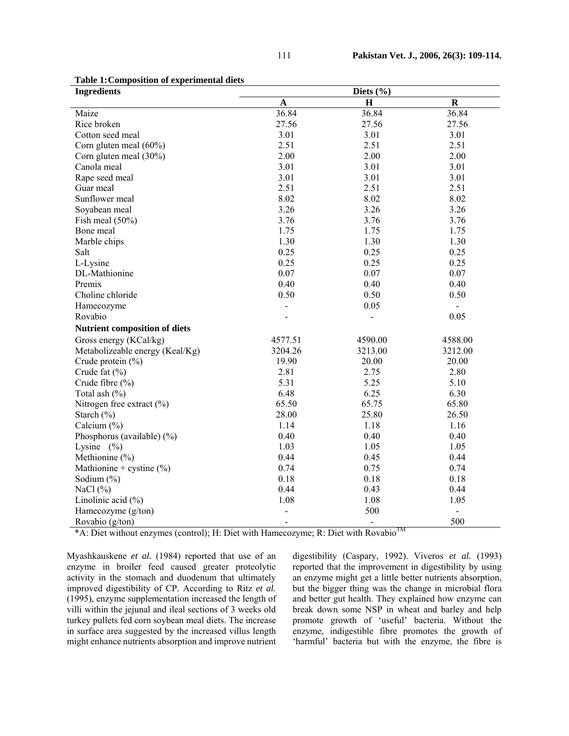**Table 1: Composition of experimental diets**

| Ingredients | Diets (%) | | |
|---|---|---|---|
| | **A** | **H** | **R** |
| Maize | 36.84 | 36.84 | 36.84 |
| Rice broken | 27.56 | 27.56 | 27.56 |
| Cotton seed meal | 3.01 | 3.01 | 3.01 |
| Corn gluten meal (60%) | 2.51 | 2.51 | 2.51 |
| Corn gluten meal (30%) | 2.00 | 2.00 | 2.00 |
| Canola meal | 3.01 | 3.01 | 3.01 |
| Rape seed meal | 3.01 | 3.01 | 3.01 |
| Guar meal | 2.51 | 2.51 | 2.51 |
| Sunflower meal | 8.02 | 8.02 | 8.02 |
| Soyabean meal | 3.26 | 3.26 | 3.26 |
| Fish meal (50%) | 3.76 | 3.76 | 3.76 |
| Bone meal | 1.75 | 1.75 | 1.75 |
| Marble chips | 1.30 | 1.30 | 1.30 |
| Salt | 0.25 | 0.25 | 0.25 |
| L-Lysine | 0.25 | 0.25 | 0.25 |
| DL-Mathionine | 0.07 | 0.07 | 0.07 |
| Premix | 0.40 | 0.40 | 0.40 |
| Choline chloride | 0.50 | 0.50 | 0.50 |
| Hamecozyme | - | 0.05 | - |
| Rovabio | - | - | 0.05 |
| **Nutrient composition of diets** | | | |
| Gross energy (KCal/kg) | 4577.51 | 4590.00 | 4588.00 |
| Metabolizeable energy (Keal/Kg) | 3204.26 | 3213.00 | 3212.00 |
| Crude protein (%) | 19.90 | 20.00 | 20.00 |
| Crude fat (%) | 2.81 | 2.75 | 2.80 |
| Crude fibre (%) | 5.31 | 5.25 | 5.10 |
| Total ash (%) | 6.48 | 6.25 | 6.30 |
| Nitrogen free extract (%) | 65.50 | 65.75 | 65.80 |
| Starch (%) | 28.00 | 25.80 | 26.50 |
| Calcium (%) | 1.14 | 1.18 | 1.16 |
| Phosphorus (available) (%) | 0.40 | 0.40 | 0.40 |
| Lysine (%) | 1.03 | 1.05 | 1.05 |
| Methionine (%) | 0.44 | 0.45 | 0.44 |
| Mathionine + cystine (%) | 0.74 | 0.75 | 0.74 |
| Sodium (%) | 0.18 | 0.18 | 0.18 |
| NaCl (%) | 0.44 | 0.43 | 0.44 |
| Linolinic acid (%) | 1.08 | 1.08 | 1.05 |
| Hamecozyme (g/ton) | - | 500 | - |
| Rovabio (g/ton) | - | - | 500 |

*A: Diet without enzymes (control); H: Diet with Hamecozyme; R: Diet with Rovabio™

Myashkauskene *et al.* (1984) reported that use of an enzyme in broiler feed caused greater proteolytic activity in the stomach and duodenum that ultimately improved digestibility of CP. According to Ritz *et al.* (1995), enzyme supplementation increased the length of villi within the jejunal and ileal sections of 3 weeks old turkey pullets fed corn soybean meal diets. The increase in surface area suggested by the increased villus length might enhance nutrients absorption and improve nutrient digestibility (Caspary, 1992). Viveros *et al.* (1993) reported that the improvement in digestibility by using an enzyme might get a little better nutrients absorption, but the bigger thing was the change in microbial flora and better gut health. They explained how enzyme can break down some NSP in wheat and barley and help promote growth of 'useful' bacteria. Without the enzyme, indigestible fibre promotes the growth of 'harmful' bacteria but with the enzyme, the fibre is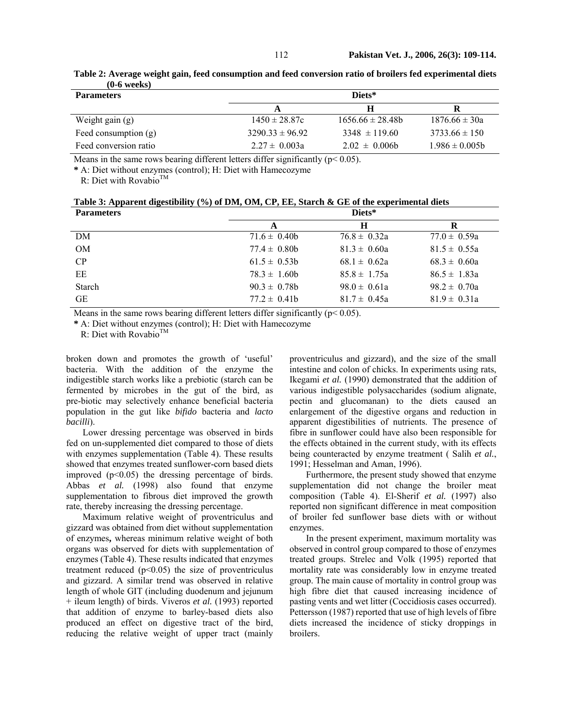**Table 2: Average weight gain, feed consumption and feed conversion ratio of broilers fed experimental diets (0-6 weeks)**

| Parameters | Diets* | | |
|---|---|---|---|
| | A | H | R |
| Weight gain (g) | 1450 ± 28.87c | 1656.66 ± 28.48b | 1876.66 ± 30a |
| Feed consumption (g) | 3290.33 ± 96.92 | 3348 ± 119.60 | 3733.66 ± 150 |
| Feed conversion ratio | 2.27 ± 0.003a | 2.02 ± 0.006b | 1.986 ± 0.005b |

Means in the same rows bearing different letters differ significantly ($p < 0.05$).

**\*** A: Diet without enzymes (control); H: Diet with Hamecozyme
R: Diet with Rovabio™

**Table 3: Apparent digestibility (%) of DM, OM, CP, EE, Starch & GE of the experimental diets**

| Parameters | Diets* | | |
|---|---|---|---|
| | A | H | R |
| DM | 71.6 ± 0.40b | 76.8 ± 0.32a | 77.0 ± 0.59a |
| OM | 77.4 ± 0.80b | 81.3 ± 0.60a | 81.5 ± 0.55a |
| CP | 61.5 ± 0.53b | 68.1 ± 0.62a | 68.3 ± 0.60a |
| EE | 78.3 ± 1.60b | 85.8 ± 1.75a | 86.5 ± 1.83a |
| Starch | 90.3 ± 0.78b | 98.0 ± 0.61a | 98.2 ± 0.70a |
| GE | 77.2 ± 0.41b | 81.7 ± 0.45a | 81.9 ± 0.31a |

Means in the same rows bearing different letters differ significantly ($p < 0.05$).

**\*** A: Diet without enzymes (control); H: Diet with Hamecozyme
R: Diet with Rovabio™

broken down and promotes the growth of 'useful' bacteria. With the addition of the enzyme the indigestible starch works like a prebiotic (starch can be fermented by microbes in the gut of the bird, as pre-biotic may selectively enhance beneficial bacteria population in the gut like *bifido* bacteria and *lacto bacilli*).

Lower dressing percentage was observed in birds fed on un-supplemented diet compared to those of diets with enzymes supplementation (Table 4). These results showed that enzymes treated sunflower-corn based diets improved ($p<0.05$) the dressing percentage of birds. Abbas *et al.* (1998) also found that enzyme supplementation to fibrous diet improved the growth rate, thereby increasing the dressing percentage.

Maximum relative weight of proventriculus and gizzard was obtained from diet without supplementation of enzymes**,** whereas minimum relative weight of both organs was observed for diets with supplementation of enzymes (Table 4). These results indicated that enzymes treatment reduced ($p<0.05$) the size of proventriculus and gizzard. A similar trend was observed in relative length of whole GIT (including duodenum and jejunum + ileum length) of birds. Viveros *et al.* (1993) reported that addition of enzyme to barley-based diets also produced an effect on digestive tract of the bird, reducing the relative weight of upper tract (mainly proventriculus and gizzard), and the size of the small intestine and colon of chicks. In experiments using rats, Ikegami *et al.* (1990) demonstrated that the addition of various indigestible polysaccharides (sodium alignate, pectin and glucomanan) to the diets caused an enlargement of the digestive organs and reduction in apparent digestibilities of nutrients. The presence of fibre in sunflower could have also been responsible for the effects obtained in the current study, with its effects being counteracted by enzyme treatment ( Salih *et al.*, 1991; Hesselman and Aman, 1996).

Furthermore, the present study showed that enzyme supplementation did not change the broiler meat composition (Table 4). El-Sherif *et al.* (1997) also reported non significant difference in meat composition of broiler fed sunflower base diets with or without enzymes.

In the present experiment, maximum mortality was observed in control group compared to those of enzymes treated groups. Strelec and Volk (1995) reported that mortality rate was considerably low in enzyme treated group. The main cause of mortality in control group was high fibre diet that caused increasing incidence of pasting vents and wet litter (Coccidiosis cases occurred). Pettersson (1987) reported that use of high levels of fibre diets increased the incidence of sticky droppings in broilers.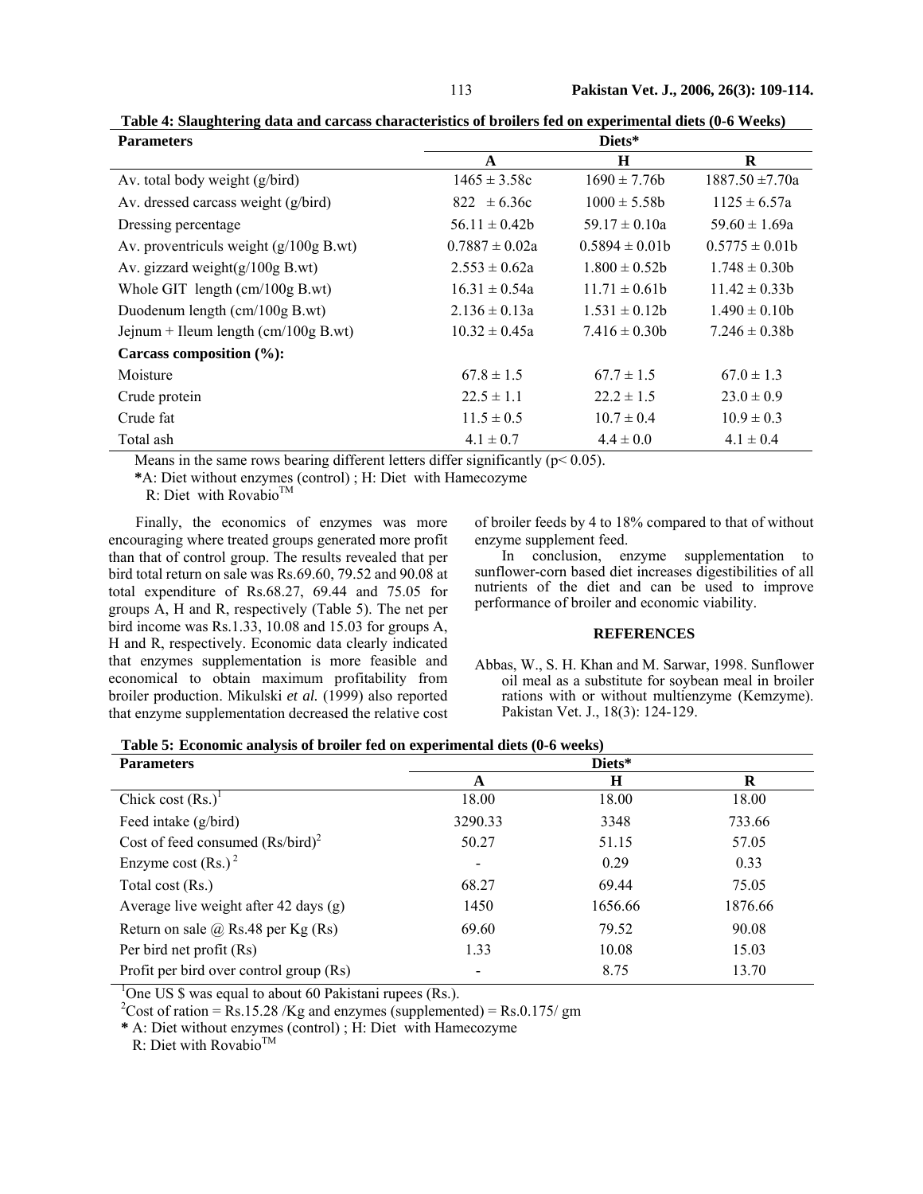**Table 4: Slaughtering data and carcass characteristics of broilers fed on experimental diets (0-6 Weeks)**

| Parameters | Diets* | | |
|---|---|---|---|
| | A | H | R |
| Av. total body weight (g/bird) | 1465 ± 3.58c | 1690 ± 7.76b | 1887.50 ±7.70a |
| Av. dressed carcass weight (g/bird) | 822 ± 6.36c | 1000 ± 5.58b | 1125 ± 6.57a |
| Dressing percentage | 56.11 ± 0.42b | 59.17 ± 0.10a | 59.60 ± 1.69a |
| Av. proventriculs weight (g/100g B.wt) | 0.7887 ± 0.02a | 0.5894 ± 0.01b | 0.5775 ± 0.01b |
| Av. gizzard weight(g/100g B.wt) | 2.553 ± 0.62a | 1.800 ± 0.52b | 1.748 ± 0.30b |
| Whole GIT length (cm/100g B.wt) | 16.31 ± 0.54a | 11.71 ± 0.61b | 11.42 ± 0.33b |
| Duodenum length (cm/100g B.wt) | 2.136 ± 0.13a | 1.531 ± 0.12b | 1.490 ± 0.10b |
| Jejnum + Ileum length (cm/100g B.wt) | 10.32 ± 0.45a | 7.416 ± 0.30b | 7.246 ± 0.38b |
| **Carcass composition (%):** | | | |
| Moisture | 67.8 ± 1.5 | 67.7 ± 1.5 | 67.0 ± 1.3 |
| Crude protein | 22.5 ± 1.1 | 22.2 ± 1.5 | 23.0 ± 0.9 |
| Crude fat | 11.5 ± 0.5 | 10.7 ± 0.4 | 10.9 ± 0.3 |
| Total ash | 4.1 ± 0.7 | 4.4 ± 0.0 | 4.1 ± 0.4 |

Means in the same rows bearing different letters differ significantly ($p < 0.05$).

**\***A: Diet without enzymes (control) ; H: Diet with Hamecozyme

R: Diet with Rovabio™

Finally, the economics of enzymes was more encouraging where treated groups generated more profit than that of control group. The results revealed that per bird total return on sale was Rs.69.60, 79.52 and 90.08 at total expenditure of Rs.68.27, 69.44 and 75.05 for groups A, H and R, respectively (Table 5). The net per bird income was Rs.1.33, 10.08 and 15.03 for groups A, H and R, respectively. Economic data clearly indicated that enzymes supplementation is more feasible and economical to obtain maximum profitability from broiler production. Mikulski *et al.* (1999) also reported that enzyme supplementation decreased the relative cost of broiler feeds by 4 to 18% compared to that of without enzyme supplement feed.

In conclusion, enzyme supplementation to sunflower-corn based diet increases digestibilities of all nutrients of the diet and can be used to improve performance of broiler and economic viability.

## REFERENCES

Abbas, W., S. H. Khan and M. Sarwar, 1998. Sunflower oil meal as a substitute for soybean meal in broiler rations with or without multienzyme (Kemzyme). Pakistan Vet. J., 18(3): 124-129.

**Table 5: Economic analysis of broiler fed on experimental diets (0-6 weeks)**

| Parameters | Diets* | | |
|---|---|---|---|
| | A | H | R |
| Chick cost (Rs.)[1] | 18.00 | 18.00 | 18.00 |
| Feed intake (g/bird) | 3290.33 | 3348 | 733.66 |
| Cost of feed consumed (Rs/bird)[2] | 50.27 | 51.15 | 57.05 |
| Enzyme cost (Rs.)[2] | - | 0.29 | 0.33 |
| Total cost (Rs.) | 68.27 | 69.44 | 75.05 |
| Average live weight after 42 days (g) | 1450 | 1656.66 | 1876.66 |
| Return on sale @ Rs.48 per Kg (Rs) | 69.60 | 79.52 | 90.08 |
| Per bird net profit (Rs) | 1.33 | 10.08 | 15.03 |
| Profit per bird over control group (Rs) | - | 8.75 | 13.70 |

[1]One US $ was equal to about 60 Pakistani rupees (Rs.).

[2]Cost of ration = Rs.15.28 /Kg and enzymes (supplemented) = Rs.0.175/ gm

**\*** A: Diet without enzymes (control) ; H: Diet with Hamecozyme

R: Diet with Rovabio™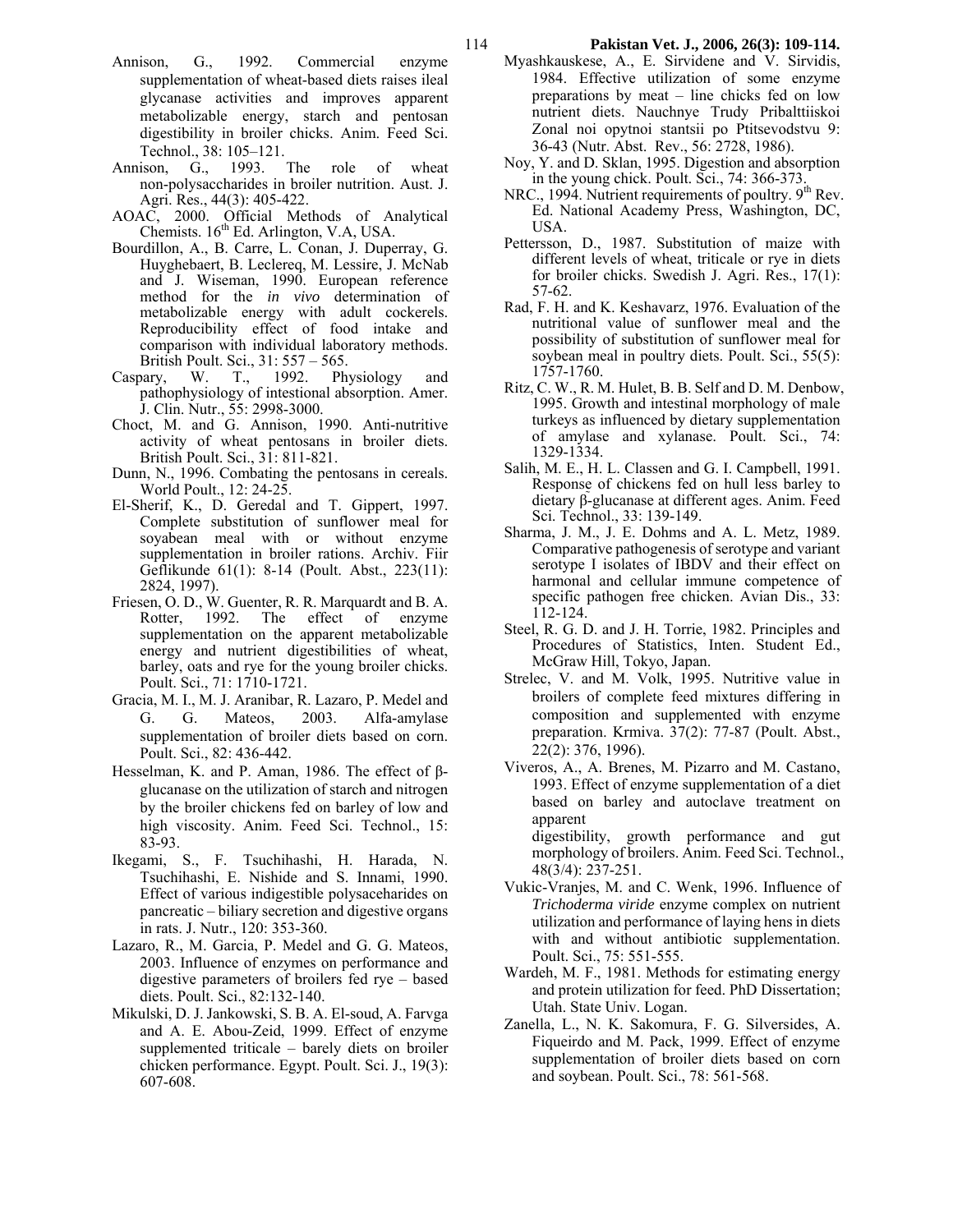Annison, G., 1992. Commercial enzyme supplementation of wheat-based diets raises ileal glycanase activities and improves apparent metabolizable energy, starch and pentosan digestibility in broiler chicks. Anim. Feed Sci. Technol., 38: 105–121.

Annison, G., 1993. The role of wheat non-polysaccharides in broiler nutrition. Aust. J. Agri. Res., 44(3): 405-422.

AOAC, 2000. Official Methods of Analytical Chemists. 16th Ed. Arlington, V.A, USA.

Bourdillon, A., B. Carre, L. Conan, J. Duperray, G. Huyghebaert, B. Leclereq, M. Lessire, J. McNab and J. Wiseman, 1990. European reference method for the *in vivo* determination of metabolizable energy with adult cockerels. Reproducibility effect of food intake and comparison with individual laboratory methods. British Poult. Sci., 31: 557 – 565.

Caspary, W. T., 1992. Physiology and pathophysiology of intestional absorption. Amer. J. Clin. Nutr., 55: 2998-3000.

Choct, M. and G. Annison, 1990. Anti-nutritive activity of wheat pentosans in broiler diets. British Poult. Sci., 31: 811-821.

Dunn, N., 1996. Combating the pentosans in cereals. World Poult., 12: 24-25.

El-Sherif, K., D. Geredal and T. Gippert, 1997. Complete substitution of sunflower meal for soyabean meal with or without enzyme supplementation in broiler rations. Archiv. Fiir Geflikunde 61(1): 8-14 (Poult. Abst., 223(11): 2824, 1997).

Friesen, O. D., W. Guenter, R. R. Marquardt and B. A. Rotter, 1992. The effect of enzyme supplementation on the apparent metabolizable energy and nutrient digestibilities of wheat, barley, oats and rye for the young broiler chicks. Poult. Sci., 71: 1710-1721.

Gracia, M. I., M. J. Aranibar, R. Lazaro, P. Medel and G. G. Mateos, 2003. Alfa-amylase supplementation of broiler diets based on corn. Poult. Sci., 82: 436-442.

Hesselman, K. and P. Aman, 1986. The effect of β-glucanase on the utilization of starch and nitrogen by the broiler chickens fed on barley of low and high viscosity. Anim. Feed Sci. Technol., 15: 83-93.

Ikegami, S., F. Tsuchihashi, H. Harada, N. Tsuchihashi, E. Nishide and S. Innami, 1990. Effect of various indigestible polysaccharides on pancreatic – biliary secretion and digestive organs in rats. J. Nutr., 120: 353-360.

Lazaro, R., M. Garcia, P. Medel and G. G. Mateos, 2003. Influence of enzymes on performance and digestive parameters of broilers fed rye – based diets. Poult. Sci., 82:132-140.

Mikulski, D. J. Jankowski, S. B. A. El-soud, A. Farvga and A. E. Abou-Zeid, 1999. Effect of enzyme supplemented triticale – barely diets on broiler chicken performance. Egypt. Poult. Sci. J., 19(3): 607-608.

Myashkauskese, A., E. Sirvidene and V. Sirvidis, 1984. Effective utilization of some enzyme preparations by meat – line chicks fed on low nutrient diets. Nauchnye Trudy Pribalttiiskoi Zonal noi opytnoi stantsii po Ptitsevodstvu 9: 36-43 (Nutr. Abst. Rev., 56: 2728, 1986).

Noy, Y. and D. Sklan, 1995. Digestion and absorption in the young chick. Poult. Sci., 74: 366-373.

NRC., 1994. Nutrient requirements of poultry. 9th Rev. Ed. National Academy Press, Washington, DC, USA.

Pettersson, D., 1987. Substitution of maize with different levels of wheat, triticale or rye in diets for broiler chicks. Swedish J. Agri. Res., 17(1): 57-62.

Rad, F. H. and K. Keshavarz, 1976. Evaluation of the nutritional value of sunflower meal and the possibility of substitution of sunflower meal for soybean meal in poultry diets. Poult. Sci., 55(5): 1757-1760.

Ritz, C. W., R. M. Hulet, B. B. Self and D. M. Denbow, 1995. Growth and intestinal morphology of male turkeys as influenced by dietary supplementation of amylase and xylanase. Poult. Sci., 74: 1329-1334.

Salih, M. E., H. L. Classen and G. I. Campbell, 1991. Response of chickens fed on hull less barley to dietary β-glucanase at different ages. Anim. Feed Sci. Technol., 33: 139-149.

Sharma, J. M., J. E. Dohms and A. L. Metz, 1989. Comparative pathogenesis of serotype and variant serotype I isolates of IBDV and their effect on harmonal and cellular immune competence of specific pathogen free chicken. Avian Dis., 33: 112-124.

Steel, R. G. D. and J. H. Torrie, 1982. Principles and Procedures of Statistics, Inten. Student Ed., McGraw Hill, Tokyo, Japan.

Strelec, V. and M. Volk, 1995. Nutritive value in broilers of complete feed mixtures differing in composition and supplemented with enzyme preparation. Krmiva. 37(2): 77-87 (Poult. Abst., 22(2): 376, 1996).

Viveros, A., A. Brenes, M. Pizarro and M. Castano, 1993. Effect of enzyme supplementation of a diet based on barley and autoclave treatment on apparent digestibility, growth performance and gut morphology of broilers. Anim. Feed Sci. Technol., 48(3/4): 237-251.

Vukic-Vranjes, M. and C. Wenk, 1996. Influence of *Trichoderma viride* enzyme complex on nutrient utilization and performance of laying hens in diets with and without antibiotic supplementation. Poult. Sci., 75: 551-555.

Wardeh, M. F., 1981. Methods for estimating energy and protein utilization for feed. PhD Dissertation; Utah. State Univ. Logan.

Zanella, L., N. K. Sakomura, F. G. Silversides, A. Fiqueirdo and M. Pack, 1999. Effect of enzyme supplementation of broiler diets based on corn and soybean. Poult. Sci., 78: 561-568.